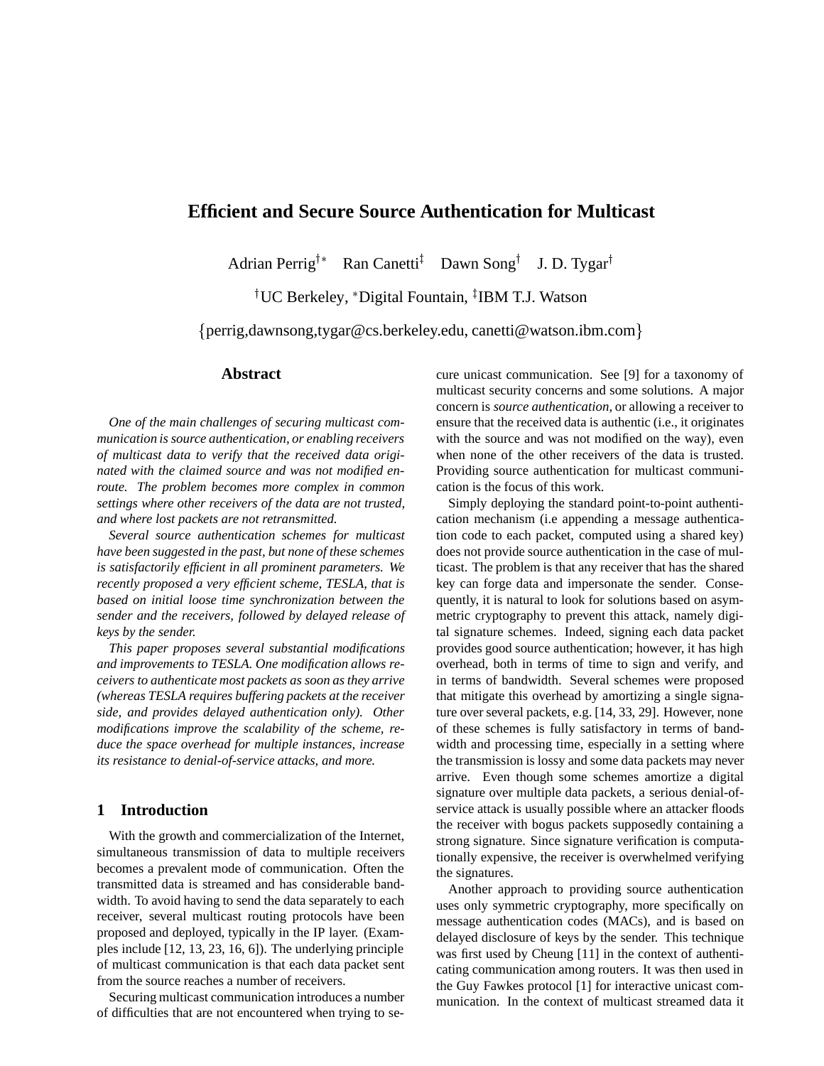# Efficient and Secure Source Authentication for Multicast

Adrian Perrig[†*] Ran Canetti[‡] Dawn Song[†] J. D. Tygar[†]

[†]UC Berkeley, [*]Digital Fountain, [‡]IBM T.J. Watson

{perrig,dawnsong,tygar@cs.berkeley.edu, canetti@watson.ibm.com}

## Abstract

*One of the main challenges of securing multicast communication is source authentication, or enabling receivers of multicast data to verify that the received data originated with the claimed source and was not modified enroute. The problem becomes more complex in common settings where other receivers of the data are not trusted, and where lost packets are not retransmitted.*

*Several source authentication schemes for multicast have been suggested in the past, but none of these schemes is satisfactorily efficient in all prominent parameters. We recently proposed a very efficient scheme, TESLA, that is based on initial loose time synchronization between the sender and the receivers, followed by delayed release of keys by the sender.*

*This paper proposes several substantial modifications and improvements to TESLA. One modification allows receivers to authenticate most packets as soon as they arrive (whereas TESLA requires buffering packets at the receiver side, and provides delayed authentication only). Other modifications improve the scalability of the scheme, reduce the space overhead for multiple instances, increase its resistance to denial-of-service attacks, and more.*

## 1 Introduction

With the growth and commercialization of the Internet, simultaneous transmission of data to multiple receivers becomes a prevalent mode of communication. Often the transmitted data is streamed and has considerable bandwidth. To avoid having to send the data separately to each receiver, several multicast routing protocols have been proposed and deployed, typically in the IP layer. (Examples include [12, 13, 23, 16, 6]). The underlying principle of multicast communication is that each data packet sent from the source reaches a number of receivers.

Securing multicast communication introduces a number of difficulties that are not encountered when trying to secure unicast communication. See [9] for a taxonomy of multicast security concerns and some solutions. A major concern is *source authentication*, or allowing a receiver to ensure that the received data is authentic (i.e., it originates with the source and was not modified on the way), even when none of the other receivers of the data is trusted. Providing source authentication for multicast communication is the focus of this work.

Simply deploying the standard point-to-point authentication mechanism (i.e appending a message authentication code to each packet, computed using a shared key) does not provide source authentication in the case of multicast. The problem is that any receiver that has the shared key can forge data and impersonate the sender. Consequently, it is natural to look for solutions based on asymmetric cryptography to prevent this attack, namely digital signature schemes. Indeed, signing each data packet provides good source authentication; however, it has high overhead, both in terms of time to sign and verify, and in terms of bandwidth. Several schemes were proposed that mitigate this overhead by amortizing a single signature over several packets, e.g. [14, 33, 29]. However, none of these schemes is fully satisfactory in terms of bandwidth and processing time, especially in a setting where the transmission is lossy and some data packets may never arrive. Even though some schemes amortize a digital signature over multiple data packets, a serious denial-of-service attack is usually possible where an attacker floods the receiver with bogus packets supposedly containing a strong signature. Since signature verification is computationally expensive, the receiver is overwhelmed verifying the signatures.

Another approach to providing source authentication uses only symmetric cryptography, more specifically on message authentication codes (MACs), and is based on delayed disclosure of keys by the sender. This technique was first used by Cheung [11] in the context of authenticating communication among routers. It was then used in the Guy Fawkes protocol [1] for interactive unicast communication. In the context of multicast streamed data it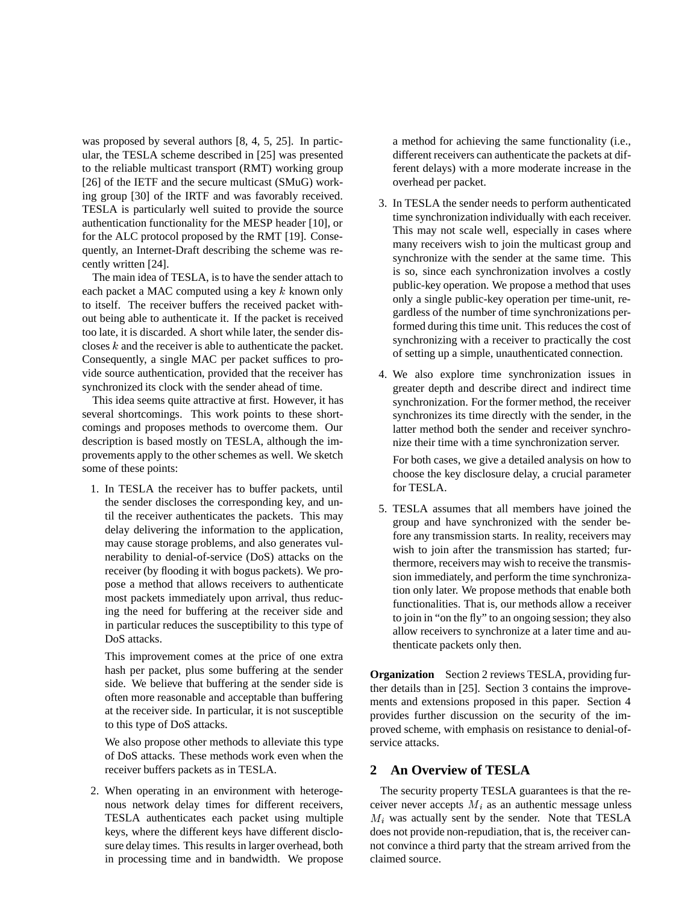was proposed by several authors [8, 4, 5, 25]. In particular, the TESLA scheme described in [25] was presented to the reliable multicast transport (RMT) working group [26] of the IETF and the secure multicast (SMuG) working group [30] of the IRTF and was favorably received. TESLA is particularly well suited to provide the source authentication functionality for the MESP header [10], or for the ALC protocol proposed by the RMT [19]. Consequently, an Internet-Draft describing the scheme was recently written [24].

The main idea of TESLA, is to have the sender attach to each packet a MAC computed using a key $k$ known only to itself. The receiver buffers the received packet without being able to authenticate it. If the packet is received too late, it is discarded. A short while later, the sender discloses $k$ and the receiver is able to authenticate the packet. Consequently, a single MAC per packet suffices to provide source authentication, provided that the receiver has synchronized its clock with the sender ahead of time.

This idea seems quite attractive at first. However, it has several shortcomings. This work points to these shortcomings and proposes methods to overcome them. Our description is based mostly on TESLA, although the improvements apply to the other schemes as well. We sketch some of these points:

1. In TESLA the receiver has to buffer packets, until the sender discloses the corresponding key, and until the receiver authenticates the packets. This may delay delivering the information to the application, may cause storage problems, and also generates vulnerability to denial-of-service (DoS) attacks on the receiver (by flooding it with bogus packets). We propose a method that allows receivers to authenticate most packets immediately upon arrival, thus reducing the need for buffering at the receiver side and in particular reduces the susceptibility to this type of DoS attacks.

   This improvement comes at the price of one extra hash per packet, plus some buffering at the sender side. We believe that buffering at the sender side is often more reasonable and acceptable than buffering at the receiver side. In particular, it is not susceptible to this type of DoS attacks.

   We also propose other methods to alleviate this type of DoS attacks. These methods work even when the receiver buffers packets as in TESLA.

2. When operating in an environment with heterogenous network delay times for different receivers, TESLA authenticates each packet using multiple keys, where the different keys have different disclosure delay times. This results in larger overhead, both in processing time and in bandwidth. We propose a method for achieving the same functionality (i.e., different receivers can authenticate the packets at different delays) with a more moderate increase in the overhead per packet.

3. In TESLA the sender needs to perform authenticated time synchronization individually with each receiver. This may not scale well, especially in cases where many receivers wish to join the multicast group and synchronize with the sender at the same time. This is so, since each synchronization involves a costly public-key operation. We propose a method that uses only a single public-key operation per time-unit, regardless of the number of time synchronizations performed during this time unit. This reduces the cost of synchronizing with a receiver to practically the cost of setting up a simple, unauthenticated connection.

4. We also explore time synchronization issues in greater depth and describe direct and indirect time synchronization. For the former method, the receiver synchronizes its time directly with the sender, in the latter method both the sender and receiver synchronize their time with a time synchronization server.

   For both cases, we give a detailed analysis on how to choose the key disclosure delay, a crucial parameter for TESLA.

5. TESLA assumes that all members have joined the group and have synchronized with the sender before any transmission starts. In reality, receivers may wish to join after the transmission has started; furthermore, receivers may wish to receive the transmission immediately, and perform the time synchronization only later. We propose methods that enable both functionalities. That is, our methods allow a receiver to join in "on the fly" to an ongoing session; they also allow receivers to synchronize at a later time and authenticate packets only then.

**Organization** Section 2 reviews TESLA, providing further details than in [25]. Section 3 contains the improvements and extensions proposed in this paper. Section 4 provides further discussion on the security of the improved scheme, with emphasis on resistance to denial-of-service attacks.

## 2 An Overview of TESLA

The security property TESLA guarantees is that the receiver never accepts $M_i$ as an authentic message unless $M_i$ was actually sent by the sender. Note that TESLA does not provide non-repudiation, that is, the receiver cannot convince a third party that the stream arrived from the claimed source.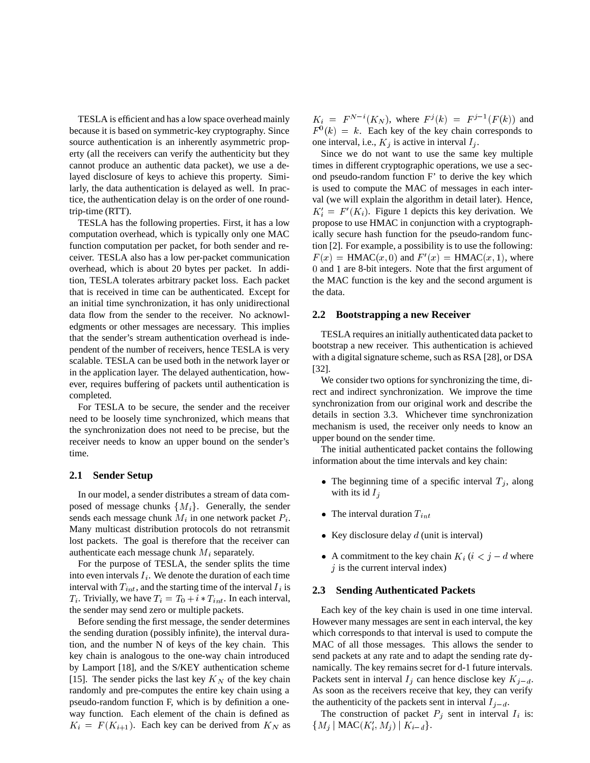TESLA is efficient and has a low space overhead mainly because it is based on symmetric-key cryptography. Since source authentication is an inherently asymmetric property (all the receivers can verify the authenticity but they cannot produce an authentic data packet), we use a delayed disclosure of keys to achieve this property. Similarly, the data authentication is delayed as well. In practice, the authentication delay is on the order of one round-trip-time (RTT).

TESLA has the following properties. First, it has a low computation overhead, which is typically only one MAC function computation per packet, for both sender and receiver. TESLA also has a low per-packet communication overhead, which is about 20 bytes per packet. In addition, TESLA tolerates arbitrary packet loss. Each packet that is received in time can be authenticated. Except for an initial time synchronization, it has only unidirectional data flow from the sender to the receiver. No acknowledgments or other messages are necessary. This implies that the sender's stream authentication overhead is independent of the number of receivers, hence TESLA is very scalable. TESLA can be used both in the network layer or in the application layer. The delayed authentication, however, requires buffering of packets until authentication is completed.

For TESLA to be secure, the sender and the receiver need to be loosely time synchronized, which means that the synchronization does not need to be precise, but the receiver needs to know an upper bound on the sender's time.

### 2.1 Sender Setup

In our model, a sender distributes a stream of data composed of message chunks $\{M_i\}$. Generally, the sender sends each message chunk $M_i$ in one network packet $P_i$. Many multicast distribution protocols do not retransmit lost packets. The goal is therefore that the receiver can authenticate each message chunk $M_i$ separately.

For the purpose of TESLA, the sender splits the time into even intervals $I_i$. We denote the duration of each time interval with $T_{int}$, and the starting time of the interval $I_i$ is $T_i$. Trivially, we have $T_i = T_0 + i * T_{int}$. In each interval, the sender may send zero or multiple packets.

Before sending the first message, the sender determines the sending duration (possibly infinite), the interval duration, and the number N of keys of the key chain. This key chain is analogous to the one-way chain introduced by Lamport [18], and the S/KEY authentication scheme [15]. The sender picks the last key $K_N$ of the key chain randomly and pre-computes the entire key chain using a pseudo-random function F, which is by definition a one-way function. Each element of the chain is defined as $K_i = F(K_{i+1})$. Each key can be derived from $K_N$ as $K_i = F^{N-i}(K_N)$, where $F^j(k) = F^{j-1}(F(k))$ and $F^0(k) = k$. Each key of the key chain corresponds to one interval, i.e., $K_j$ is active in interval $I_j$.

Since we do not want to use the same key multiple times in different cryptographic operations, we use a second pseudo-random function F' to derive the key which is used to compute the MAC of messages in each interval (we will explain the algorithm in detail later). Hence, $K'_i = F'(K_i)$. Figure 1 depicts this key derivation. We propose to use HMAC in conjunction with a cryptographically secure hash function for the pseudo-random function [2]. For example, a possibility is to use the following: $F(x) = \text{HMAC}(x, 0)$ and $F'(x) = \text{HMAC}(x, 1)$, where $0$ and $1$ are 8-bit integers. Note that the first argument of the MAC function is the key and the second argument is the data.

### 2.2 Bootstrapping a new Receiver

TESLA requires an initially authenticated data packet to bootstrap a new receiver. This authentication is achieved with a digital signature scheme, such as RSA [28], or DSA [32].

We consider two options for synchronizing the time, direct and indirect synchronization. We improve the time synchronization from our original work and describe the details in section 3.3. Whichever time synchronization mechanism is used, the receiver only needs to know an upper bound on the sender time.

The initial authenticated packet contains the following information about the time intervals and key chain:

- The beginning time of a specific interval $T_j$, along with its id $I_j$
- The interval duration $T_{int}$
- Key disclosure delay $d$ (unit is interval)
- A commitment to the key chain $K_i$ ($i < j - d$ where $j$ is the current interval index)

### 2.3 Sending Authenticated Packets

Each key of the key chain is used in one time interval. However many messages are sent in each interval, the key which corresponds to that interval is used to compute the MAC of all those messages. This allows the sender to send packets at any rate and to adapt the sending rate dynamically. The key remains secret for d-1 future intervals. Packets sent in interval $I_j$ can hence disclose key $K_{j-d}$. As soon as the receivers receive that key, they can verify the authenticity of the packets sent in interval $I_{j-d}$.

The construction of packet $P_j$ sent in interval $I_i$ is: $\{M_j \mid \text{MAC}(K'_i, M_j) \mid K_{i-d}\}$.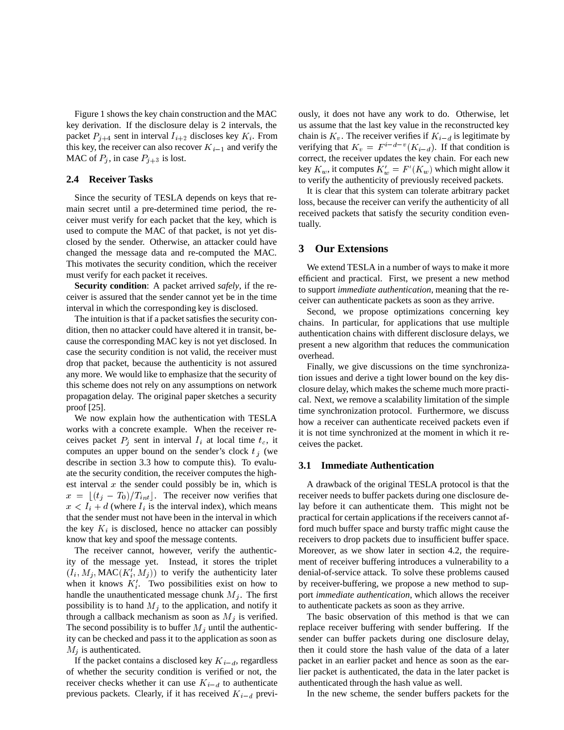Figure 1 shows the key chain construction and the MAC key derivation. If the disclosure delay is 2 intervals, the packet $P_{j+4}$ sent in interval $I_{i+2}$ discloses key $K_i$. From this key, the receiver can also recover $K_{i-1}$ and verify the MAC of $P_j$, in case $P_{j+3}$ is lost.

### 2.4 Receiver Tasks

Since the security of TESLA depends on keys that remain secret until a pre-determined time period, the receiver must verify for each packet that the key, which is used to compute the MAC of that packet, is not yet disclosed by the sender. Otherwise, an attacker could have changed the message data and re-computed the MAC. This motivates the security condition, which the receiver must verify for each packet it receives.

**Security condition**: A packet arrived *safely*, if the receiver is assured that the sender cannot yet be in the time interval in which the corresponding key is disclosed.

The intuition is that if a packet satisfies the security condition, then no attacker could have altered it in transit, because the corresponding MAC key is not yet disclosed. In case the security condition is not valid, the receiver must drop that packet, because the authenticity is not assured any more. We would like to emphasize that the security of this scheme does not rely on any assumptions on network propagation delay. The original paper sketches a security proof [25].

We now explain how the authentication with TESLA works with a concrete example. When the receiver receives packet $P_j$ sent in interval $I_i$ at local time $t_c$, it computes an upper bound on the sender's clock $t_j$ (we describe in section 3.3 how to compute this). To evaluate the security condition, the receiver computes the highest interval $x$ the sender could possibly be in, which is $x = \lfloor (t_j - T_0)/T_{int} \rfloor$. The receiver now verifies that $x < I_i + d$ (where $I_i$ is the interval index), which means that the sender must not have been in the interval in which the key $K_i$ is disclosed, hence no attacker can possibly know that key and spoof the message contents.

The receiver cannot, however, verify the authenticity of the message yet. Instead, it stores the triplet $(I_i, M_j, \text{MAC}(K_i', M_j))$ to verify the authenticity later when it knows $K_i'$. Two possibilities exist on how to handle the unauthenticated message chunk $M_j$. The first possibility is to hand $M_j$ to the application, and notify it through a callback mechanism as soon as $M_j$ is verified. The second possibility is to buffer $M_j$ until the authenticity can be checked and pass it to the application as soon as $M_j$ is authenticated.

If the packet contains a disclosed key $K_{i-d}$, regardless of whether the security condition is verified or not, the receiver checks whether it can use $K_{i-d}$ to authenticate previous packets. Clearly, if it has received $K_{i-d}$ previously, it does not have any work to do. Otherwise, let us assume that the last key value in the reconstructed key chain is $K_v$. The receiver verifies if $K_{i-d}$ is legitimate by verifying that $K_v = F^{i-d-v}(K_{i-d})$. If that condition is correct, the receiver updates the key chain. For each new key $K_w$, it computes $K_w' = F'(K_w)$ which might allow it to verify the authenticity of previously received packets.

It is clear that this system can tolerate arbitrary packet loss, because the receiver can verify the authenticity of all received packets that satisfy the security condition eventually.

## 3 Our Extensions

We extend TESLA in a number of ways to make it more efficient and practical. First, we present a new method to support *immediate authentication*, meaning that the receiver can authenticate packets as soon as they arrive.

Second, we propose optimizations concerning key chains. In particular, for applications that use multiple authentication chains with different disclosure delays, we present a new algorithm that reduces the communication overhead.

Finally, we give discussions on the time synchronization issues and derive a tight lower bound on the key disclosure delay, which makes the scheme much more practical. Next, we remove a scalability limitation of the simple time synchronization protocol. Furthermore, we discuss how a receiver can authenticate received packets even if it is not time synchronized at the moment in which it receives the packet.

### 3.1 Immediate Authentication

A drawback of the original TESLA protocol is that the receiver needs to buffer packets during one disclosure delay before it can authenticate them. This might not be practical for certain applications if the receivers cannot afford much buffer space and bursty traffic might cause the receivers to drop packets due to insufficient buffer space. Moreover, as we show later in section 4.2, the requirement of receiver buffering introduces a vulnerability to a denial-of-service attack. To solve these problems caused by receiver-buffering, we propose a new method to support *immediate authentication*, which allows the receiver to authenticate packets as soon as they arrive.

The basic observation of this method is that we can replace receiver buffering with sender buffering. If the sender can buffer packets during one disclosure delay, then it could store the hash value of the data of a later packet in an earlier packet and hence as soon as the earlier packet is authenticated, the data in the later packet is authenticated through the hash value as well.

In the new scheme, the sender buffers packets for the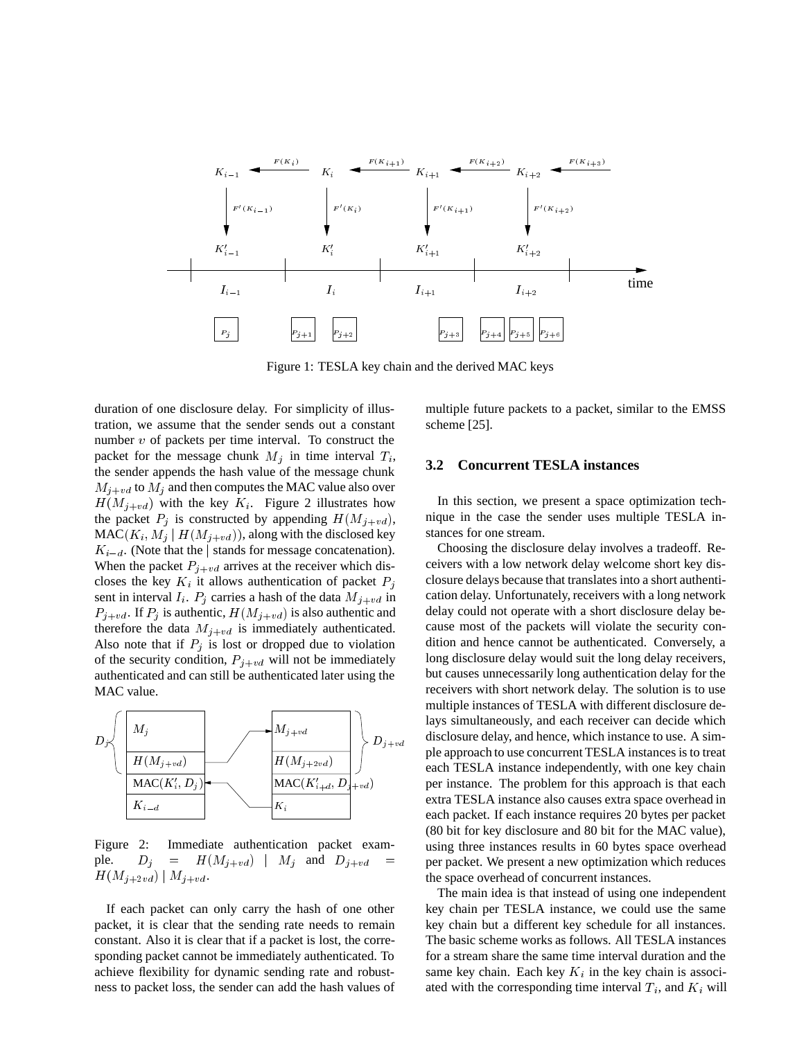Figure 1: TESLA key chain and the derived MAC keys

duration of one disclosure delay. For simplicity of illustration, we assume that the sender sends out a constant number $v$ of packets per time interval. To construct the packet for the message chunk $M_j$ in time interval $T_i$, the sender appends the hash value of the message chunk $M_{j+vd}$ to $M_j$ and then computes the MAC value also over $H(M_{j+vd})$ with the key $K_i$. Figure 2 illustrates how the packet $P_j$ is constructed by appending $H(M_{j+vd})$, $\text{MAC}(K_i, M_j \mid H(M_{j+vd}))$, along with the disclosed key $K_{i-d}$. (Note that the | stands for message concatenation). When the packet $P_{j+vd}$ arrives at the receiver which discloses the key $K_i$ it allows authentication of packet $P_j$ sent in interval $I_i$. $P_j$ carries a hash of the data $M_{j+vd}$ in $P_{j+vd}$. If $P_j$ is authentic, $H(M_{j+vd})$ is also authentic and therefore the data $M_{j+vd}$ is immediately authenticated. Also note that if $P_j$ is lost or dropped due to violation of the security condition, $P_{j+vd}$ will not be immediately authenticated and can still be authenticated later using the MAC value.

Figure 2: Immediate authentication packet example. $D_j = H(M_{j+vd}) \mid M_j$ and $D_{j+vd} = H(M_{j+2vd}) \mid M_{j+vd}$.

If each packet can only carry the hash of one other packet, it is clear that the sending rate needs to remain constant. Also it is clear that if a packet is lost, the corresponding packet cannot be immediately authenticated. To achieve flexibility for dynamic sending rate and robustness to packet loss, the sender can add the hash values of multiple future packets to a packet, similar to the EMSS scheme [25].

### 3.2 Concurrent TESLA instances

In this section, we present a space optimization technique in the case the sender uses multiple TESLA instances for one stream.

Choosing the disclosure delay involves a tradeoff. Receivers with a low network delay welcome short key disclosure delays because that translates into a short authentication delay. Unfortunately, receivers with a long network delay could not operate with a short disclosure delay because most of the packets will violate the security condition and hence cannot be authenticated. Conversely, a long disclosure delay would suit the long delay receivers, but causes unnecessarily long authentication delay for the receivers with short network delay. The solution is to use multiple instances of TESLA with different disclosure delays simultaneously, and each receiver can decide which disclosure delay, and hence, which instance to use. A simple approach to use concurrent TESLA instances is to treat each TESLA instance independently, with one key chain per instance. The problem for this approach is that each extra TESLA instance also causes extra space overhead in each packet. If each instance requires 20 bytes per packet (80 bit for key disclosure and 80 bit for the MAC value), using three instances results in 60 bytes space overhead per packet. We present a new optimization which reduces the space overhead of concurrent instances.

The main idea is that instead of using one independent key chain per TESLA instance, we could use the same key chain but a different key schedule for all instances. The basic scheme works as follows. All TESLA instances for a stream share the same time interval duration and the same key chain. Each key $K_i$ in the key chain is associated with the corresponding time interval $T_i$, and $K_i$ will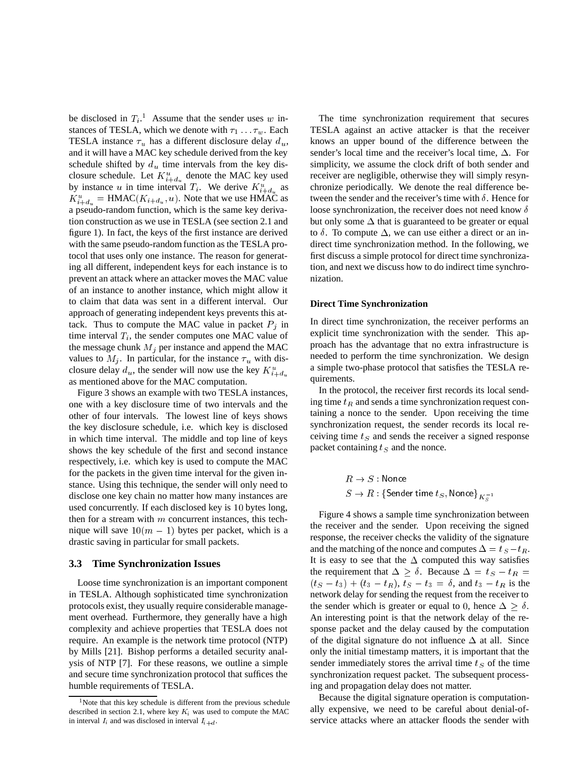be disclosed in $T_i$.[1] Assume that the sender uses $w$ instances of TESLA, which we denote with $\tau_1 \ldots \tau_w$. Each TESLA instance $\tau_u$ has a different disclosure delay $d_u$, and it will have a MAC key schedule derived from the key schedule shifted by $d_u$ time intervals from the key disclosure schedule. Let $K^u_{i+d_u}$ denote the MAC key used by instance $u$ in time interval $T_i$. We derive $K^u_{i+d_u}$ as $K^u_{i+d_u} = \text{HMAC}(K_{i+d_u}, u)$. Note that we use HMAC as a pseudo-random function, which is the same key derivation construction as we use in TESLA (see section 2.1 and figure 1). In fact, the keys of the first instance are derived with the same pseudo-random function as the TESLA protocol that uses only one instance. The reason for generating all different, independent keys for each instance is to prevent an attack where an attacker moves the MAC value of an instance to another instance, which might allow it to claim that data was sent in a different interval. Our approach of generating independent keys prevents this attack. Thus to compute the MAC value in packet $P_j$ in time interval $T_i$, the sender computes one MAC value of the message chunk $M_j$ per instance and append the MAC values to $M_j$. In particular, for the instance $\tau_u$ with disclosure delay $d_u$, the sender will now use the key $K^u_{i+d_u}$ as mentioned above for the MAC computation.

Figure 3 shows an example with two TESLA instances, one with a key disclosure time of two intervals and the other of four intervals. The lowest line of keys shows the key disclosure schedule, i.e. which key is disclosed in which time interval. The middle and top line of keys shows the key schedule of the first and second instance respectively, i.e. which key is used to compute the MAC for the packets in the given time interval for the given instance. Using this technique, the sender will only need to disclose one key chain no matter how many instances are used concurrently. If each disclosed key is 10 bytes long, then for a stream with $m$ concurrent instances, this technique will save $10(m-1)$ bytes per packet, which is a drastic saving in particular for small packets.

### 3.3 Time Synchronization Issues

Loose time synchronization is an important component in TESLA. Although sophisticated time synchronization protocols exist, they usually require considerable management overhead. Furthermore, they generally have a high complexity and achieve properties that TESLA does not require. An example is the network time protocol (NTP) by Mills [21]. Bishop performs a detailed security analysis of NTP [7]. For these reasons, we outline a simple and secure time synchronization protocol that suffices the humble requirements of TESLA.

The time synchronization requirement that secures TESLA against an active attacker is that the receiver knows an upper bound of the difference between the sender's local time and the receiver's local time, $\Delta$. For simplicity, we assume the clock drift of both sender and receiver are negligible, otherwise they will simply resynchronize periodically. We denote the real difference between the sender and the receiver's time with $\delta$. Hence for loose synchronization, the receiver does not need know $\delta$ but only some $\Delta$ that is guaranteed to be greater or equal to $\delta$. To compute $\Delta$, we can use either a direct or an indirect time synchronization method. In the following, we first discuss a simple protocol for direct time synchronization, and next we discuss how to do indirect time synchronization.

**Direct Time Synchronization**

In direct time synchronization, the receiver performs an explicit time synchronization with the sender. This approach has the advantage that no extra infrastructure is needed to perform the time synchronization. We design a simple two-phase protocol that satisfies the TESLA requirements.

In the protocol, the receiver first records its local sending time $t_R$ and sends a time synchronization request containing a nonce to the sender. Upon receiving the time synchronization request, the sender records its local receiving time $t_S$ and sends the receiver a signed response packet containing $t_S$ and the nonce.

$$R \rightarrow S : \text{Nonce}$$
$$S \rightarrow R : \{\text{Sender time } t_S, \text{Nonce}\}_{K_S^{-1}}$$

Figure 4 shows a sample time synchronization between the receiver and the sender. Upon receiving the signed response, the receiver checks the validity of the signature and the matching of the nonce and computes $\Delta = t_S - t_R$. It is easy to see that the $\Delta$ computed this way satisfies the requirement that $\Delta \geq \delta$. Because $\Delta = t_S - t_R = (t_S - t_3) + (t_3 - t_R)$, $t_S - t_3 = \delta$, and $t_3 - t_R$ is the network delay for sending the request from the receiver to the sender which is greater or equal to 0, hence $\Delta \geq \delta$. An interesting point is that the network delay of the response packet and the delay caused by the computation of the digital signature do not influence $\Delta$ at all. Since only the initial timestamp matters, it is important that the sender immediately stores the arrival time $t_S$ of the time synchronization request packet. The subsequent processing and propagation delay does not matter.

Because the digital signature operation is computationally expensive, we need to be careful about denial-of-service attacks where an attacker floods the sender with

[1] Note that this key schedule is different from the previous schedule described in section 2.1, where key $K_i$ was used to compute the MAC in interval $I_i$ and was disclosed in interval $I_{i+d}$.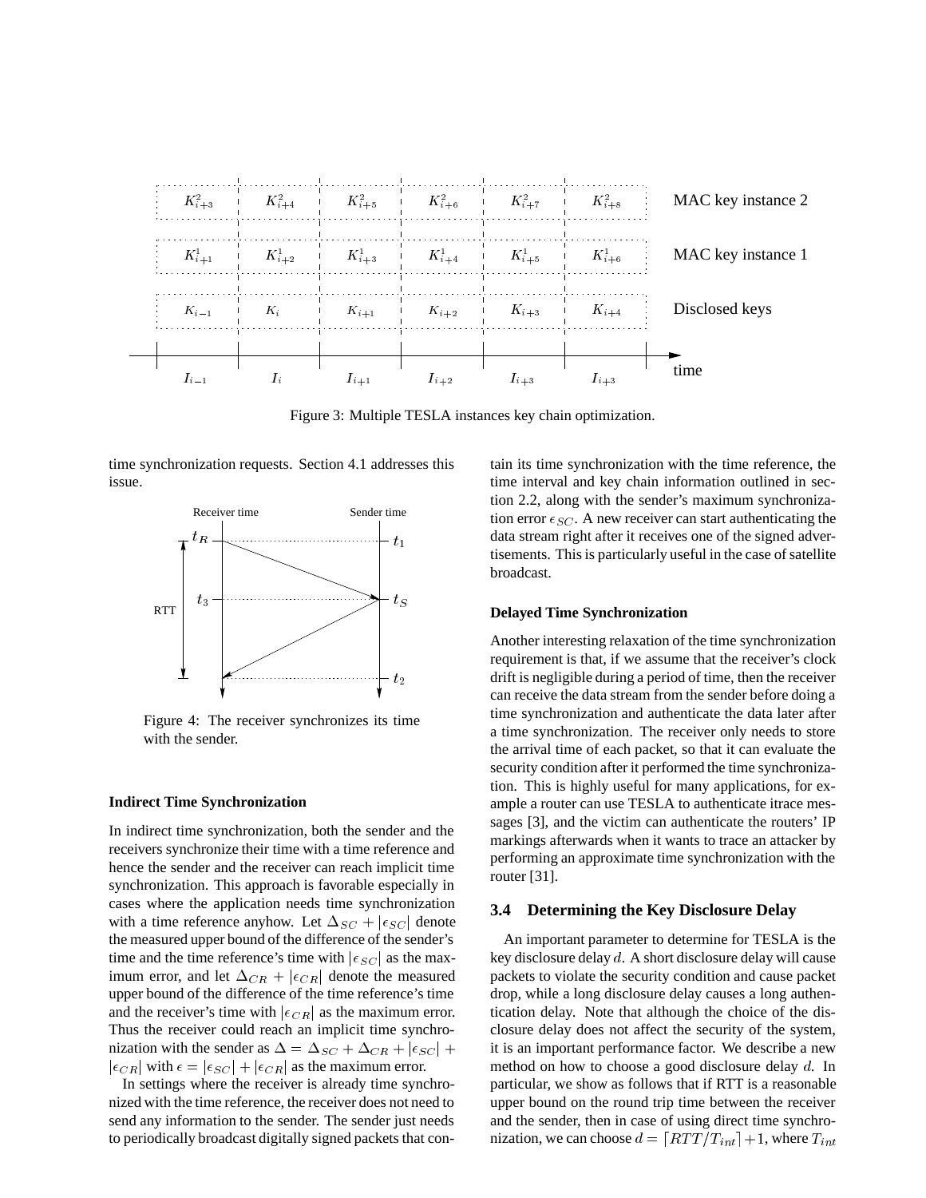Figure 3: Multiple TESLA instances key chain optimization.

time synchronization requests. Section 4.1 addresses this issue.

Figure 4: The receiver synchronizes its time with the sender.

### Indirect Time Synchronization

In indirect time synchronization, both the sender and the receivers synchronize their time with a time reference and hence the sender and the receiver can reach implicit time synchronization. This approach is favorable especially in cases where the application needs time synchronization with a time reference anyhow. Let $\Delta_{SC} + |\epsilon_{SC}|$ denote the measured upper bound of the difference of the sender's time and the time reference's time with $|\epsilon_{SC}|$ as the maximum error, and let $\Delta_{CR} + |\epsilon_{CR}|$ denote the measured upper bound of the difference of the time reference's time and the receiver's time with $|\epsilon_{CR}|$ as the maximum error. Thus the receiver could reach an implicit time synchronization with the sender as $\Delta = \Delta_{SC} + \Delta_{CR} + |\epsilon_{SC}| + |\epsilon_{CR}|$ with $\epsilon = |\epsilon_{SC}| + |\epsilon_{CR}|$ as the maximum error.

In settings where the receiver is already time synchronized with the time reference, the receiver does not need to send any information to the sender. The sender just needs to periodically broadcast digitally signed packets that contain its time synchronization with the time reference, the time interval and key chain information outlined in section 2.2, along with the sender's maximum synchronization error $\epsilon_{SC}$. A new receiver can start authenticating the data stream right after it receives one of the signed advertisements. This is particularly useful in the case of satellite broadcast.

### Delayed Time Synchronization

Another interesting relaxation of the time synchronization requirement is that, if we assume that the receiver's clock drift is negligible during a period of time, then the receiver can receive the data stream from the sender before doing a time synchronization and authenticate the data later after a time synchronization. The receiver only needs to store the arrival time of each packet, so that it can evaluate the security condition after it performed the time synchronization. This is highly useful for many applications, for example a router can use TESLA to authenticate itrace messages [3], and the victim can authenticate the routers' IP markings afterwards when it wants to trace an attacker by performing an approximate time synchronization with the router [31].

## 3.4 Determining the Key Disclosure Delay

An important parameter to determine for TESLA is the key disclosure delay $d$. A short disclosure delay will cause packets to violate the security condition and cause packet drop, while a long disclosure delay causes a long authentication delay. Note that although the choice of the disclosure delay does not affect the security of the system, it is an important performance factor. We describe a new method on how to choose a good disclosure delay $d$. In particular, we show as follows that if RTT is a reasonable upper bound on the round trip time between the receiver and the sender, then in case of using direct time synchronization, we can choose $d = \lceil RTT/T_{int} \rceil + 1$, where $T_{int}$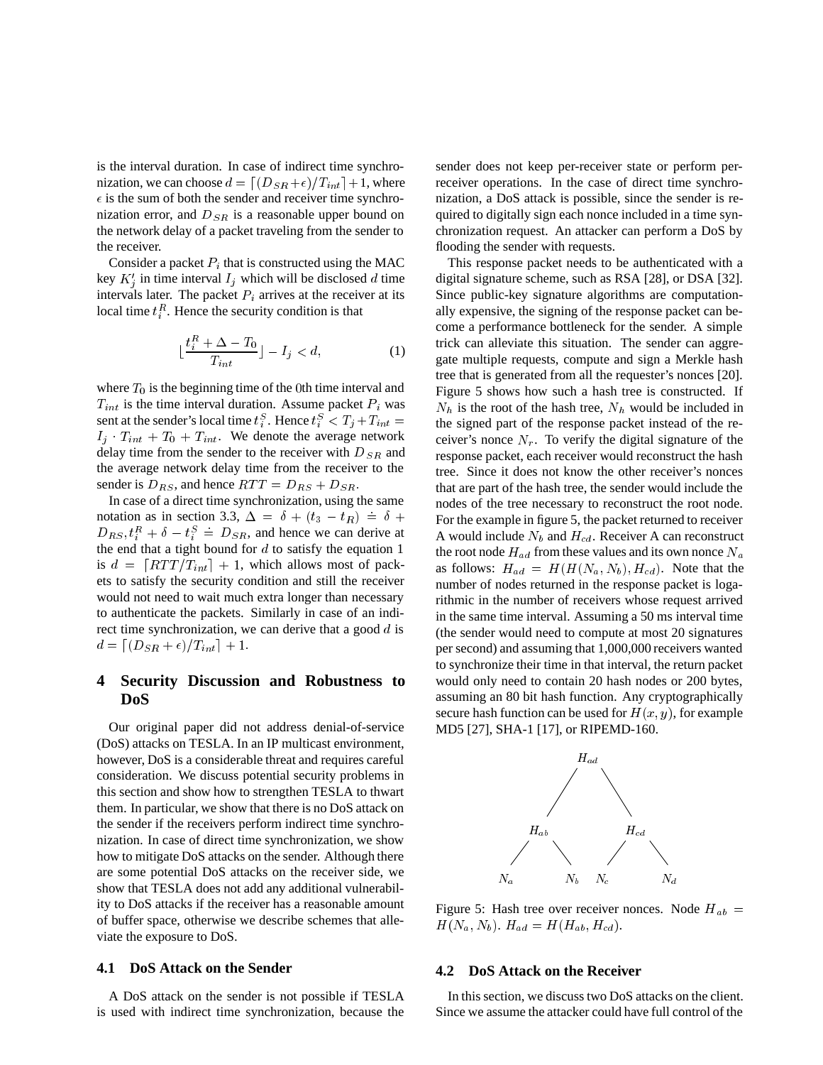is the interval duration. In case of indirect time synchronization, we can choose $d = \lceil (D_{SR} + \epsilon)/T_{int} \rceil + 1$, where $\epsilon$ is the sum of both the sender and receiver time synchronization error, and $D_{SR}$ is a reasonable upper bound on the network delay of a packet traveling from the sender to the receiver.

Consider a packet $P_i$ that is constructed using the MAC key $K'_j$ in time interval $I_j$ which will be disclosed $d$ time intervals later. The packet $P_i$ arrives at the receiver at its local time $t_i^R$. Hence the security condition is that

$$\lfloor \frac{t_i^R + \Delta - T_0}{T_{int}} \rfloor - I_j < d, \qquad (1)$$

where $T_0$ is the beginning time of the 0th time interval and $T_{int}$ is the time interval duration. Assume packet $P_i$ was sent at the sender's local time $t_i^S$. Hence $t_i^S < T_j + T_{int} = I_j \cdot T_{int} + T_0 + T_{int}$. We denote the average network delay time from the sender to the receiver with $D_{SR}$ and the average network delay time from the receiver to the sender is $D_{RS}$, and hence $RTT = D_{RS} + D_{SR}$.

In case of a direct time synchronization, using the same notation as in section 3.3, $\Delta = \delta + (t_3 - t_R) \doteq \delta + D_{RS}, t_i^R + \delta - t_i^S \doteq D_{SR}$, and hence we can derive at the end that a tight bound for $d$ to satisfy the equation 1 is $d = \lceil RTT/T_{int} \rceil + 1$, which allows most of packets to satisfy the security condition and still the receiver would not need to wait much extra longer than necessary to authenticate the packets. Similarly in case of an indirect time synchronization, we can derive that a good $d$ is $d = \lceil (D_{SR} + \epsilon)/T_{int} \rceil + 1$.

# 4 Security Discussion and Robustness to DoS

Our original paper did not address denial-of-service (DoS) attacks on TESLA. In an IP multicast environment, however, DoS is a considerable threat and requires careful consideration. We discuss potential security problems in this section and show how to strengthen TESLA to thwart them. In particular, we show that there is no DoS attack on the sender if the receivers perform indirect time synchronization. In case of direct time synchronization, we show how to mitigate DoS attacks on the sender. Although there are some potential DoS attacks on the receiver side, we show that TESLA does not add any additional vulnerability to DoS attacks if the receiver has a reasonable amount of buffer space, otherwise we describe schemes that alleviate the exposure to DoS.

## 4.1 DoS Attack on the Sender

A DoS attack on the sender is not possible if TESLA is used with indirect time synchronization, because the sender does not keep per-receiver state or perform per-receiver operations. In the case of direct time synchronization, a DoS attack is possible, since the sender is required to digitally sign each nonce included in a time synchronization request. An attacker can perform a DoS by flooding the sender with requests.

This response packet needs to be authenticated with a digital signature scheme, such as RSA [28], or DSA [32]. Since public-key signature algorithms are computationally expensive, the signing of the response packet can become a performance bottleneck for the sender. A simple trick can alleviate this situation. The sender can aggregate multiple requests, compute and sign a Merkle hash tree that is generated from all the requester's nonces [20]. Figure 5 shows how such a hash tree is constructed. If $N_h$ is the root of the hash tree, $N_h$ would be included in the signed part of the response packet instead of the receiver's nonce $N_r$. To verify the digital signature of the response packet, each receiver would reconstruct the hash tree. Since it does not know the other receiver's nonces that are part of the hash tree, the sender would include the nodes of the tree necessary to reconstruct the root node. For the example in figure 5, the packet returned to receiver A would include $N_b$ and $H_{cd}$. Receiver A can reconstruct the root node $H_{ad}$ from these values and its own nonce $N_a$ as follows: $H_{ad} = H(H(N_a, N_b), H_{cd})$. Note that the number of nodes returned in the response packet is logarithmic in the number of receivers whose request arrived in the same time interval. Assuming a 50 ms interval time (the sender would need to compute at most 20 signatures per second) and assuming that 1,000,000 receivers wanted to synchronize their time in that interval, the return packet would only need to contain 20 hash nodes or 200 bytes, assuming an 80 bit hash function. Any cryptographically secure hash function can be used for $H(x, y)$, for example MD5 [27], SHA-1 [17], or RIPEMD-160.

Figure 5: Hash tree over receiver nonces. Node $H_{ab} = H(N_a, N_b)$. $H_{ad} = H(H_{ab}, H_{cd})$.

## 4.2 DoS Attack on the Receiver

In this section, we discuss two DoS attacks on the client. Since we assume the attacker could have full control of the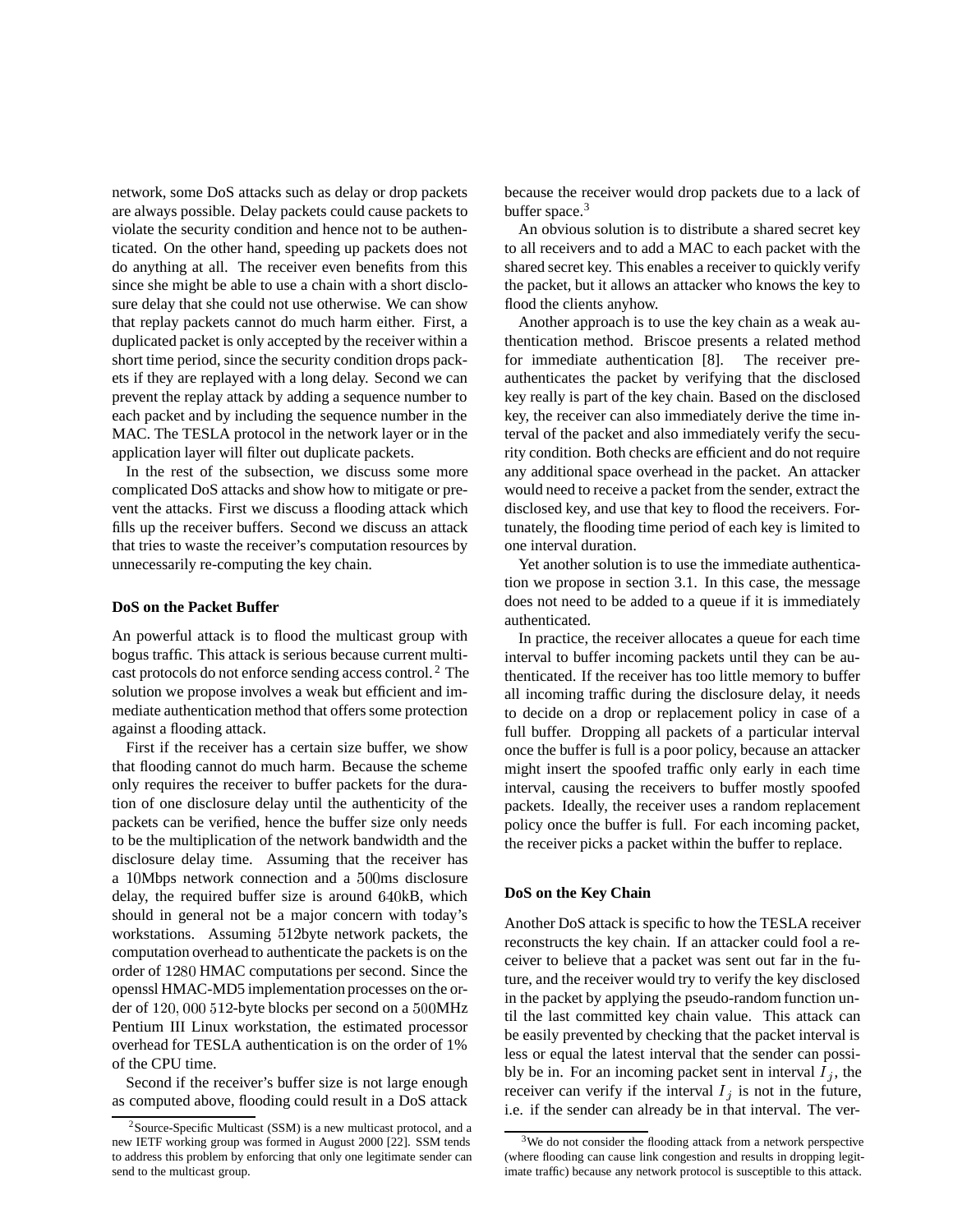network, some DoS attacks such as delay or drop packets are always possible. Delay packets could cause packets to violate the security condition and hence not to be authenticated. On the other hand, speeding up packets does not do anything at all. The receiver even benefits from this since she might be able to use a chain with a short disclosure delay that she could not use otherwise. We can show that replay packets cannot do much harm either. First, a duplicated packet is only accepted by the receiver within a short time period, since the security condition drops packets if they are replayed with a long delay. Second we can prevent the replay attack by adding a sequence number to each packet and by including the sequence number in the MAC. The TESLA protocol in the network layer or in the application layer will filter out duplicate packets.

In the rest of the subsection, we discuss some more complicated DoS attacks and show how to mitigate or prevent the attacks. First we discuss a flooding attack which fills up the receiver buffers. Second we discuss an attack that tries to waste the receiver's computation resources by unnecessarily re-computing the key chain.

**DoS on the Packet Buffer**

An powerful attack is to flood the multicast group with bogus traffic. This attack is serious because current multicast protocols do not enforce sending access control. [2] The solution we propose involves a weak but efficient and immediate authentication method that offers some protection against a flooding attack.

First if the receiver has a certain size buffer, we show that flooding cannot do much harm. Because the scheme only requires the receiver to buffer packets for the duration of one disclosure delay until the authenticity of the packets can be verified, hence the buffer size only needs to be the multiplication of the network bandwidth and the disclosure delay time. Assuming that the receiver has a 10Mbps network connection and a 500ms disclosure delay, the required buffer size is around 640kB, which should in general not be a major concern with today's workstations. Assuming 512byte network packets, the computation overhead to authenticate the packets is on the order of 1280 HMAC computations per second. Since the openssl HMAC-MD5 implementation processes on the order of 120, 000 512-byte blocks per second on a 500MHz Pentium III Linux workstation, the estimated processor overhead for TESLA authentication is on the order of 1% of the CPU time.

Second if the receiver's buffer size is not large enough as computed above, flooding could result in a DoS attack because the receiver would drop packets due to a lack of buffer space. [3]

An obvious solution is to distribute a shared secret key to all receivers and to add a MAC to each packet with the shared secret key. This enables a receiver to quickly verify the packet, but it allows an attacker who knows the key to flood the clients anyhow.

Another approach is to use the key chain as a weak authentication method. Briscoe presents a related method for immediate authentication [8]. The receiver preauthenticates the packet by verifying that the disclosed key really is part of the key chain. Based on the disclosed key, the receiver can also immediately derive the time interval of the packet and also immediately verify the security condition. Both checks are efficient and do not require any additional space overhead in the packet. An attacker would need to receive a packet from the sender, extract the disclosed key, and use that key to flood the receivers. Fortunately, the flooding time period of each key is limited to one interval duration.

Yet another solution is to use the immediate authentication we propose in section 3.1. In this case, the message does not need to be added to a queue if it is immediately authenticated.

In practice, the receiver allocates a queue for each time interval to buffer incoming packets until they can be authenticated. If the receiver has too little memory to buffer all incoming traffic during the disclosure delay, it needs to decide on a drop or replacement policy in case of a full buffer. Dropping all packets of a particular interval once the buffer is full is a poor policy, because an attacker might insert the spoofed traffic only early in each time interval, causing the receivers to buffer mostly spoofed packets. Ideally, the receiver uses a random replacement policy once the buffer is full. For each incoming packet, the receiver picks a packet within the buffer to replace.

**DoS on the Key Chain**

Another DoS attack is specific to how the TESLA receiver reconstructs the key chain. If an attacker could fool a receiver to believe that a packet was sent out far in the future, and the receiver would try to verify the key disclosed in the packet by applying the pseudo-random function until the last committed key chain value. This attack can be easily prevented by checking that the packet interval is less or equal the latest interval that the sender can possibly be in. For an incoming packet sent in interval $I_j$, the receiver can verify if the interval $I_j$ is not in the future, i.e. if the sender can already be in that interval. The ver-

[2] Source-Specific Multicast (SSM) is a new multicast protocol, and a new IETF working group was formed in August 2000 [22]. SSM tends to address this problem by enforcing that only one legitimate sender can send to the multicast group.

[3] We do not consider the flooding attack from a network perspective (where flooding can cause link congestion and results in dropping legitimate traffic) because any network protocol is susceptible to this attack.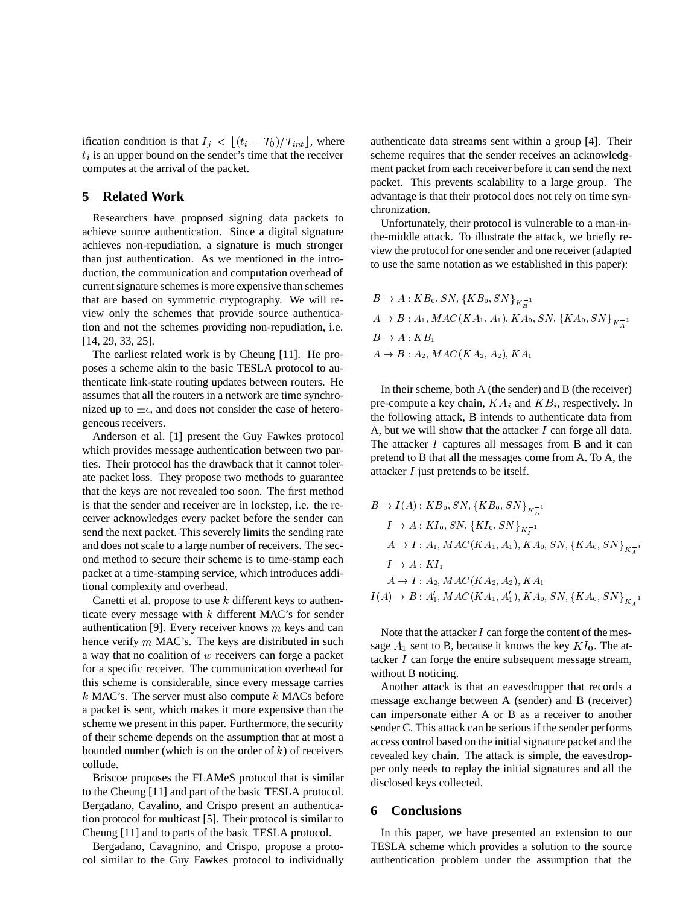ification condition is that $I_j < \lfloor (t_i - T_0)/T_{int} \rfloor$, where $t_i$ is an upper bound on the sender's time that the receiver computes at the arrival of the packet.

## 5 Related Work

Researchers have proposed signing data packets to achieve source authentication. Since a digital signature achieves non-repudiation, a signature is much stronger than just authentication. As we mentioned in the introduction, the communication and computation overhead of current signature schemes is more expensive than schemes that are based on symmetric cryptography. We will review only the schemes that provide source authentication and not the schemes providing non-repudiation, i.e. [14, 29, 33, 25].

The earliest related work is by Cheung [11]. He proposes a scheme akin to the basic TESLA protocol to authenticate link-state routing updates between routers. He assumes that all the routers in a network are time synchronized up to $\pm\epsilon$, and does not consider the case of heterogeneous receivers.

Anderson et al. [1] present the Guy Fawkes protocol which provides message authentication between two parties. Their protocol has the drawback that it cannot tolerate packet loss. They propose two methods to guarantee that the keys are not revealed too soon. The first method is that the sender and receiver are in lockstep, i.e. the receiver acknowledges every packet before the sender can send the next packet. This severely limits the sending rate and does not scale to a large number of receivers. The second method to secure their scheme is to time-stamp each packet at a time-stamping service, which introduces additional complexity and overhead.

Canetti et al. propose to use $k$ different keys to authenticate every message with $k$ different MAC's for sender authentication [9]. Every receiver knows $m$ keys and can hence verify $m$ MAC's. The keys are distributed in such a way that no coalition of $w$ receivers can forge a packet for a specific receiver. The communication overhead for this scheme is considerable, since every message carries $k$ MAC's. The server must also compute $k$ MACs before a packet is sent, which makes it more expensive than the scheme we present in this paper. Furthermore, the security of their scheme depends on the assumption that at most a bounded number (which is on the order of $k$) of receivers collude.

Briscoe proposes the FLAMeS protocol that is similar to the Cheung [11] and part of the basic TESLA protocol. Bergadano, Cavalino, and Crispo present an authentication protocol for multicast [5]. Their protocol is similar to Cheung [11] and to parts of the basic TESLA protocol.

Bergadano, Cavagnino, and Crispo, propose a protocol similar to the Guy Fawkes protocol to individually authenticate data streams sent within a group [4]. Their scheme requires that the sender receives an acknowledgment packet from each receiver before it can send the next packet. This prevents scalability to a large group. The advantage is that their protocol does not rely on time synchronization.

Unfortunately, their protocol is vulnerable to a man-in-the-middle attack. To illustrate the attack, we briefly review the protocol for one sender and one receiver (adapted to use the same notation as we established in this paper):

$$
\begin{aligned}
&B \rightarrow A : KB_0, SN, \{KB_0, SN\}_{K_B^{-1}} \\
&A \rightarrow B : A_1, MAC(KA_1, A_1), KA_0, SN, \{KA_0, SN\}_{K_A^{-1}} \\
&B \rightarrow A : KB_1 \\
&A \rightarrow B : A_2, MAC(KA_2, A_2), KA_1
\end{aligned}
$$

In their scheme, both A (the sender) and B (the receiver) pre-compute a key chain, $KA_i$ and $KB_i$, respectively. In the following attack, B intends to authenticate data from A, but we will show that the attacker $I$ can forge all data. The attacker $I$ captures all messages from B and it can pretend to B that all the messages come from A. To A, the attacker $I$ just pretends to be itself.

$$
\begin{aligned}
&B \rightarrow I(A) : KB_0, SN, \{KB_0, SN\}_{K_B^{-1}} \\
&\quad I \rightarrow A : KI_0, SN, \{KI_0, SN\}_{K_I^{-1}} \\
&\quad A \rightarrow I : A_1, MAC(KA_1, A_1), KA_0, SN, \{KA_0, SN\}_{K_A^{-1}} \\
&\quad I \rightarrow A : KI_1 \\
&\quad A \rightarrow I : A_2, MAC(KA_2, A_2), KA_1 \\
&I(A) \rightarrow B : A_1', MAC(KA_1, A_1'), KA_0, SN, \{KA_0, SN\}_{K_A^{-1}}
\end{aligned}
$$

Note that the attacker $I$ can forge the content of the message $A_1$ sent to B, because it knows the key $KI_0$. The attacker $I$ can forge the entire subsequent message stream, without B noticing.

Another attack is that an eavesdropper that records a message exchange between A (sender) and B (receiver) can impersonate either A or B as a receiver to another sender C. This attack can be serious if the sender performs access control based on the initial signature packet and the revealed key chain. The attack is simple, the eavesdropper only needs to replay the initial signatures and all the disclosed keys collected.

## 6 Conclusions

In this paper, we have presented an extension to our TESLA scheme which provides a solution to the source authentication problem under the assumption that the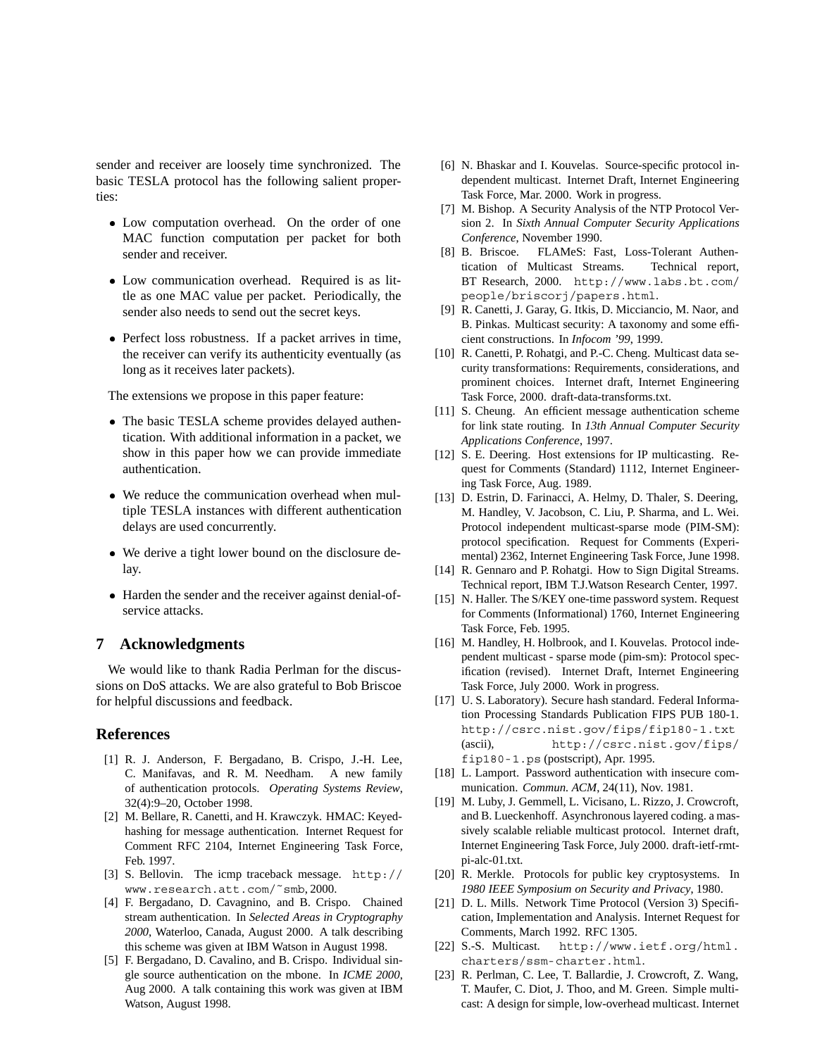sender and receiver are loosely time synchronized. The basic TESLA protocol has the following salient properties:

- Low computation overhead. On the order of one MAC function computation per packet for both sender and receiver.
- Low communication overhead. Required is as little as one MAC value per packet. Periodically, the sender also needs to send out the secret keys.
- Perfect loss robustness. If a packet arrives in time, the receiver can verify its authenticity eventually (as long as it receives later packets).

The extensions we propose in this paper feature:

- The basic TESLA scheme provides delayed authentication. With additional information in a packet, we show in this paper how we can provide immediate authentication.
- We reduce the communication overhead when multiple TESLA instances with different authentication delays are used concurrently.
- We derive a tight lower bound on the disclosure delay.
- Harden the sender and the receiver against denial-of-service attacks.

## 7 Acknowledgments

We would like to thank Radia Perlman for the discussions on DoS attacks. We are also grateful to Bob Briscoe for helpful discussions and feedback.

## References

[1] R. J. Anderson, F. Bergadano, B. Crispo, J.-H. Lee, C. Manifavas, and R. M. Needham. A new family of authentication protocols. *Operating Systems Review*, 32(4):9–20, October 1998.

[2] M. Bellare, R. Canetti, and H. Krawczyk. HMAC: Keyed-hashing for message authentication. Internet Request for Comment RFC 2104, Internet Engineering Task Force, Feb. 1997.

[3] S. Bellovin. The icmp traceback message. `http://www.research.att.com/~smb`, 2000.

[4] F. Bergadano, D. Cavagnino, and B. Crispo. Chained stream authentication. In *Selected Areas in Cryptography 2000*, Waterloo, Canada, August 2000. A talk describing this scheme was given at IBM Watson in August 1998.

[5] F. Bergadano, D. Cavalino, and B. Crispo. Individual single source authentication on the mbone. In *ICME 2000*, Aug 2000. A talk containing this work was given at IBM Watson, August 1998.

[6] N. Bhaskar and I. Kouvelas. Source-specific protocol independent multicast. Internet Draft, Internet Engineering Task Force, Mar. 2000. Work in progress.

[7] M. Bishop. A Security Analysis of the NTP Protocol Version 2. In *Sixth Annual Computer Security Applications Conference*, November 1990.

[8] B. Briscoe. FLAMeS: Fast, Loss-Tolerant Authentication of Multicast Streams. Technical report, BT Research, 2000. `http://www.labs.bt.com/people/briscorj/papers.html`.

[9] R. Canetti, J. Garay, G. Itkis, D. Micciancio, M. Naor, and B. Pinkas. Multicast security: A taxonomy and some efficient constructions. In *Infocom '99*, 1999.

[10] R. Canetti, P. Rohatgi, and P.-C. Cheng. Multicast data security transformations: Requirements, considerations, and prominent choices. Internet draft, Internet Engineering Task Force, 2000. draft-data-transforms.txt.

[11] S. Cheung. An efficient message authentication scheme for link state routing. In *13th Annual Computer Security Applications Conference*, 1997.

[12] S. E. Deering. Host extensions for IP multicasting. Request for Comments (Standard) 1112, Internet Engineering Task Force, Aug. 1989.

[13] D. Estrin, D. Farinacci, A. Helmy, D. Thaler, S. Deering, M. Handley, V. Jacobson, C. Liu, P. Sharma, and L. Wei. Protocol independent multicast-sparse mode (PIM-SM): protocol specification. Request for Comments (Experimental) 2362, Internet Engineering Task Force, June 1998.

[14] R. Gennaro and P. Rohatgi. How to Sign Digital Streams. Technical report, IBM T.J.Watson Research Center, 1997.

[15] N. Haller. The S/KEY one-time password system. Request for Comments (Informational) 1760, Internet Engineering Task Force, Feb. 1995.

[16] M. Handley, H. Holbrook, and I. Kouvelas. Protocol independent multicast - sparse mode (pim-sm): Protocol specification (revised). Internet Draft, Internet Engineering Task Force, July 2000. Work in progress.

[17] U. S. Laboratory). Secure hash standard. Federal Information Processing Standards Publication FIPS PUB 180-1. `http://csrc.nist.gov/fips/fip180-1.txt` (ascii), `http://csrc.nist.gov/fips/fip180-1.ps` (postscript), Apr. 1995.

[18] L. Lamport. Password authentication with insecure communication. *Commun. ACM*, 24(11), Nov. 1981.

[19] M. Luby, J. Gemmell, L. Vicisano, L. Rizzo, J. Crowcroft, and B. Lueckenhoff. Asynchronous layered coding. a massively scalable reliable multicast protocol. Internet draft, Internet Engineering Task Force, July 2000. draft-ietf-rmt-pi-alc-01.txt.

[20] R. Merkle. Protocols for public key cryptosystems. In *1980 IEEE Symposium on Security and Privacy*, 1980.

[21] D. L. Mills. Network Time Protocol (Version 3) Specification, Implementation and Analysis. Internet Request for Comments, March 1992. RFC 1305.

[22] S.-S. Multicast. `http://www.ietf.org/html.charters/ssm-charter.html`.

[23] R. Perlman, C. Lee, T. Ballardie, J. Crowcroft, Z. Wang, T. Maufer, C. Diot, J. Thoo, and M. Green. Simple multicast: A design for simple, low-overhead multicast. Internet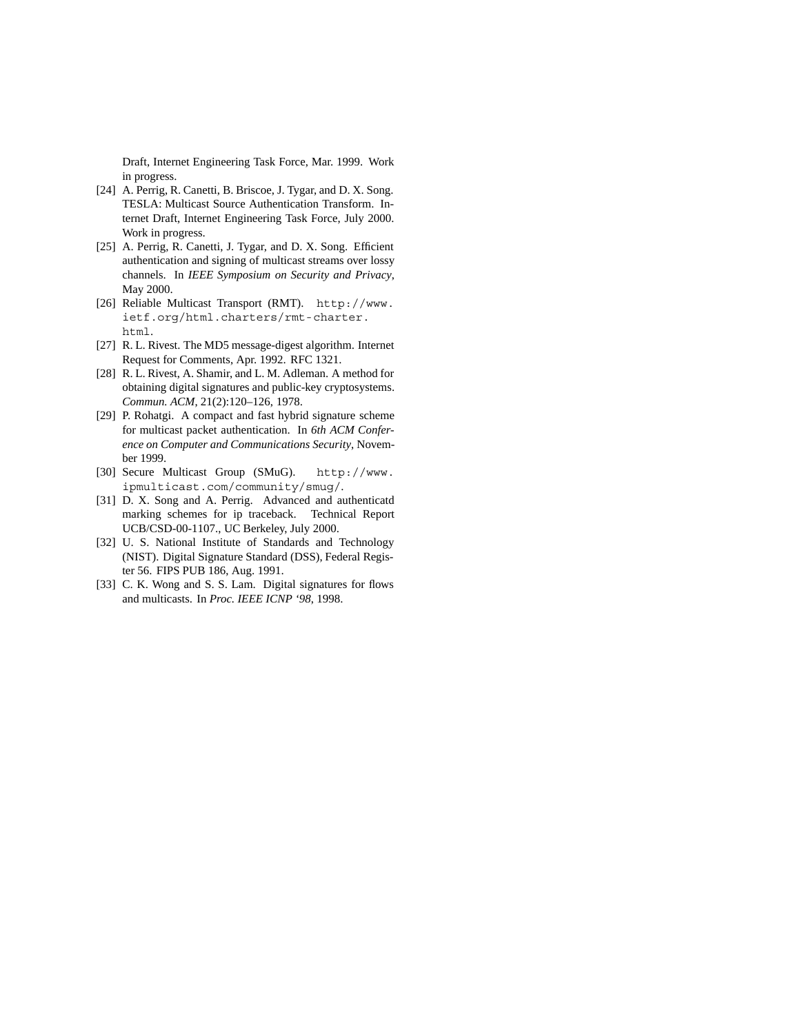Draft, Internet Engineering Task Force, Mar. 1999. Work in progress.

[24] A. Perrig, R. Canetti, B. Briscoe, J. Tygar, and D. X. Song. TESLA: Multicast Source Authentication Transform. Internet Draft, Internet Engineering Task Force, July 2000. Work in progress.

[25] A. Perrig, R. Canetti, J. Tygar, and D. X. Song. Efficient authentication and signing of multicast streams over lossy channels. In *IEEE Symposium on Security and Privacy*, May 2000.

[26] Reliable Multicast Transport (RMT). `http://www.ietf.org/html.charters/rmt-charter.html`.

[27] R. L. Rivest. The MD5 message-digest algorithm. Internet Request for Comments, Apr. 1992. RFC 1321.

[28] R. L. Rivest, A. Shamir, and L. M. Adleman. A method for obtaining digital signatures and public-key cryptosystems. *Commun. ACM*, 21(2):120–126, 1978.

[29] P. Rohatgi. A compact and fast hybrid signature scheme for multicast packet authentication. In *6th ACM Conference on Computer and Communications Security*, November 1999.

[30] Secure Multicast Group (SMuG). `http://www.ipmulticast.com/community/smug/`.

[31] D. X. Song and A. Perrig. Advanced and authenticatd marking schemes for ip traceback. Technical Report UCB/CSD-00-1107., UC Berkeley, July 2000.

[32] U. S. National Institute of Standards and Technology (NIST). Digital Signature Standard (DSS), Federal Register 56. FIPS PUB 186, Aug. 1991.

[33] C. K. Wong and S. S. Lam. Digital signatures for flows and multicasts. In *Proc. IEEE ICNP '98*, 1998.